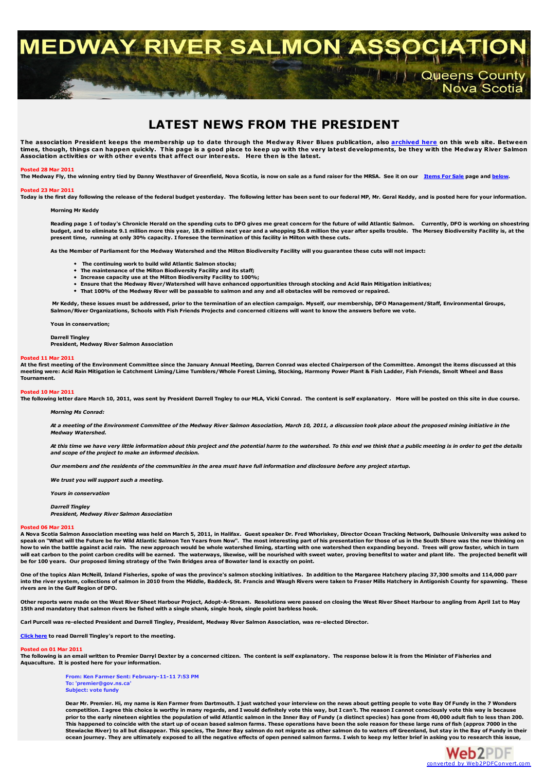# MEDWAY RIVER SALMON ASSOCIATION

Queens County
Nova Scotia

## LATEST NEWS FROM THE PRESIDENT

**The association President keeps the membership up to date through the Medway River Blues publication, also archived here on this web site. Between times, though, things can happen quickly. This page is a good place to keep up with the very latest developments, be they with the Medway River Salmon Association activities or with other events that affect our interests. Here then is the latest.**

**Posted 28 Mar 2011**

**The Medway Fly, the winning entry tied by Danny Westhaver of Greenfield, Nova Scotia, is now on sale as a fund raiser for the MRSA. See it on our Items For Sale page and below.**

**Posted 23 Mar 2011**

**Today is the first day following the release of the federal budget yesterday. The following letter has been sent to our federal MP, Mr. Geral Keddy, and is posted here for your information.**

> **Morning Mr Keddy**
>
> **Reading page 1 of today's Chronicle Herald on the spending cuts to DFO gives me great concern for the future of wild Atlantic Salmon. Currently, DFO is working on shoestring budget, and to eliminate 9.1 million more this year, 18.9 million next year and a whopping 56.8 million the year after spells trouble. The Mersey Biodiversity Facility is, at the present time, running at only 30% capacity. I foresee the termination of this facility in Milton with these cuts.**
>
> **As the Member of Parliament for the Medway Watershed and the Milton Biodiversity Facility will you guarantee these cuts will not impact:**
>
> - **The continuing work to build wild Atlantic Salmon stocks;**
> - **The maintenance of the Milton Biodiversity Facility and its staff;**
> - **Increase capacity use at the Milton Biodiversity Facility to 100%;**
> - **Ensure that the Medway River/Watershed will have enhanced opportunities through stocking and Acid Rain Mitigation initiatives;**
> - **That 100% of the Medway River will be passable to salmon and any and all obstacles will be removed or repaired.**
>
> **Mr Keddy, these issues must be addressed, prior to the termination of an election campaign. Myself, our membership, DFO Management/Staff, Environmental Groups, Salmon/River Organizations, Schools with Fish Friends Projects and concerned citizens will want to know the answers before we vote.**
>
> **Yous in conservation;**
>
> **Darrell Tingley**
> **President, Medway River Salmon Association**

**Posted 11 Mar 2011**

**At the first meeting of the Environment Committee since the January Annual Meeting, Darren Conrad was elected Chairperson of the Committee. Amongst the items discussed at this meeting were: Acid Rain Mitigation ie Catchment Liming/Lime Tumblers/Whole Forest Liming, Stocking, Harmony Power Plant & Fish Ladder, Fish Friends, Smolt Wheel and Bass Tournament.**

**Posted 10 Mar 2011**

**The following letter dare March 10, 2011, was sent by President Darrell Tngley to our MLA, Vicki Conrad. The content is self explanatory. More will be posted on this site in due course.**

> ***Morning Ms Conrad:***
>
> ***At a meeting of the Environment Committee of the Medway River Salmon Association, March 10, 2011, a discussion took place about the proposed mining initiative in the Medway Watershed.***
>
> ***At this time we have very little information about this project and the potential harm to the watershed. To this end we think that a public meeting is in order to get the details and scope of the project to make an informed decision.***
>
> ***Our members and the residents of the communities in the area must have full information and disclosure before any project startup.***
>
> ***We trust you will support such a meeting.***
>
> ***Yours in conservation***
>
> ***Darrell Tingley***
> ***President, Medway River Salmon Association***

**Posted 06 Mar 2011**

**A Nova Scotia Salmon Association meeting was held on March 5, 2011, in Halifax. Guest speaker Dr. Fred Whoriskey, Director Ocean Tracking Network, Dalhousie University was asked to speak on "What will the Future be for Wild Atlantic Salmon Ten Years from Now". The most interesting part of his presentation for those of us in the South Shore was the new thinking on how to win the battle against acid rain. The new approach would be whole watershed liming, starting with one watershed then expanding beyond. Trees will grow faster, which in turn will eat carbon to the point carbon credits will be earned. The waterways, likewise, will be nourished with sweet water, proving benefitsl to water and plant life. The projected benefit will be for 100 years. Our proposed liming strategy of the Twin Bridges area of Bowater land is exactly on point.**

**One of the topics Alan McNeill, Inland Fisheries, spoke of was the province's salmon stocking initiatives. In addition to the Margaree Hatchery placing 37,300 smolts and 114,000 parr into the river system, collections of salmon in 2010 from the Middle, Baddeck, St. Francis and Waugh Rivers were taken to Fraser Mills Hatchery in Antigonish County for spawning. These rivers are in the Gulf Region of DFO.**

**Other reports were made on the West River Sheet Harbour Project, Adopt-A-Stream. Resolutions were passed on closing the West River Sheet Harbour to angling from April 1st to May 15th and mandatory that salmon rivers be fished with a single shank, single hook, single point barbless hook.**

**Carl Purcell was re-elected President and Darrell Tingley, President, Medway River Salmon Association, was re-elected Director.**

**Click here to read Darrell Tingley's report to the meeting.**

**Posted on 01 Mar 2011**

**The following is an email written to Premier Darryl Dexter by a concerned citizen. The content is self explanatory. The response below it is from the Minister of Fisheries and Aquaculture. It is posted here for your information.**

> **From: Ken Farmer Sent: February-11-11 7:53 PM**
> **To: 'premier@gov.ns.ca'**
> **Subject: vote fundy**
>
> **Dear Mr. Premier. Hi, my name is Ken Farmer from Dartmouth. I just watched your interview on the news about getting people to vote Bay Of Fundy in the 7 Wonders competition. I agree this choice is worthy in many regards, and I would definitely vote this way, but I can't. The reason I cannot consciously vote this way is because prior to the early nineteen eighties the population of wild Atlantic salmon in the Inner Bay of Fundy (a distinct species) has gone from 40,000 adult fish to less than 200. This happened to coincide with the start up of ocean based salmon farms. These operations have been the sole reason for these large runs of fish (approx 7000 in the Stewiacke River) to all but disappear. This species, The Inner Bay salmon do not migrate as other salmon do to waters off Greenland, but stay in the Bay of Fundy in their ocean journey. They are ultimately exposed to all the negative effects of open penned salmon farms. I wish to keep my letter brief in asking you to research this issue,**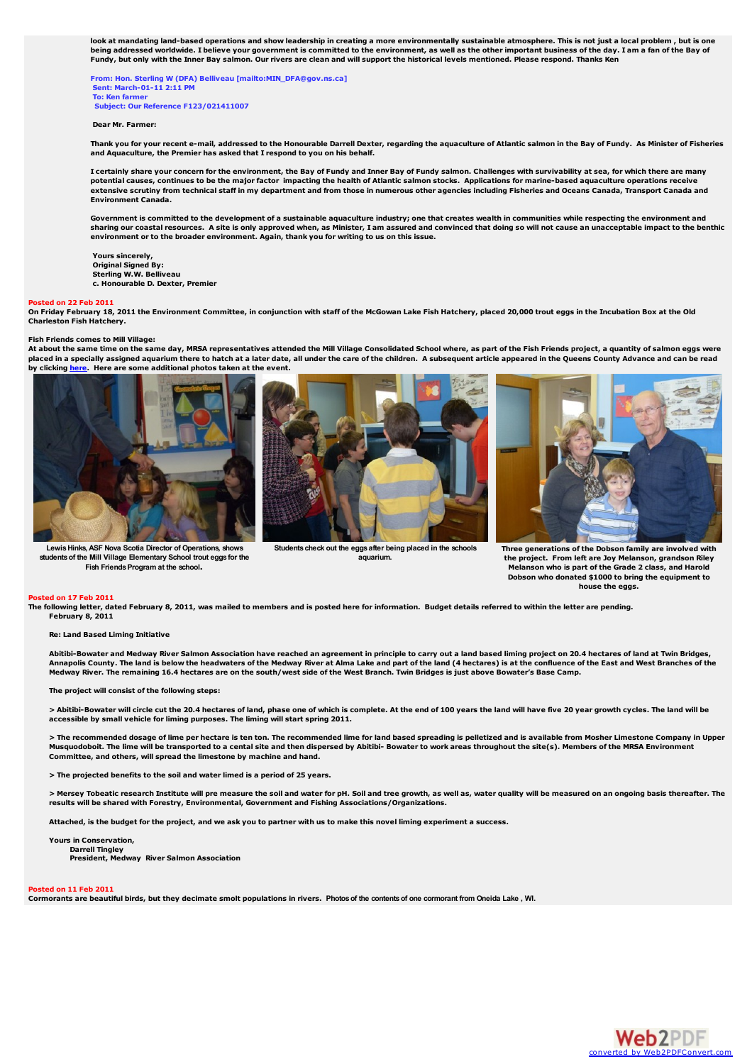look at mandating land-based operations and show leadership in creating a more environmentally sustainable atmosphere. This is not just a local problem , but is one being addressed worldwide. I believe your government is committed to the environment, as well as the other important business of the day. I am a fan of the Bay of Fundy, but only with the Inner Bay salmon. Our rivers are clean and will support the historical levels mentioned. Please respond. Thanks Ken

From: Hon. Sterling W (DFA) Belliveau [mailto:MIN_DFA@gov.ns.ca]
Sent: March-01-11 2:11 PM
To: Ken farmer
Subject: Our Reference F123/021411007

Dear Mr. Farmer:

Thank you for your recent e-mail, addressed to the Honourable Darrell Dexter, regarding the aquaculture of Atlantic salmon in the Bay of Fundy. As Minister of Fisheries and Aquaculture, the Premier has asked that I respond to you on his behalf.

I certainly share your concern for the environment, the Bay of Fundy and Inner Bay of Fundy salmon. Challenges with survivability at sea, for which there are many potential causes, continues to be the major factor impacting the health of Atlantic salmon stocks. Applications for marine-based aquaculture operations receive extensive scrutiny from technical staff in my department and from those in numerous other agencies including Fisheries and Oceans Canada, Transport Canada and Environment Canada.

Government is committed to the development of a sustainable aquaculture industry; one that creates wealth in communities while respecting the environment and sharing our coastal resources. A site is only approved when, as Minister, I am assured and convinced that doing so will not cause an unacceptable impact to the benthic environment or to the broader environment. Again, thank you for writing to us on this issue.

Yours sincerely,
Original Signed By:
Sterling W.W. Belliveau
c. Honourable D. Dexter, Premier

**Posted on 22 Feb 2011**

On Friday February 18, 2011 the Environment Committee, in conjunction with staff of the McGowan Lake Fish Hatchery, placed 20,000 trout eggs in the Incubation Box at the Old Charleston Fish Hatchery.

Fish Friends comes to Mill Village:
At about the same time on the same day, MRSA representatives attended the Mill Village Consolidated School where, as part of the Fish Friends project, a quantity of salmon eggs were placed in a specially assigned aquarium there to hatch at a later date, all under the care of the children. A subsequent article appeared in the Queens County Advance and can be read by clicking here. Here are some additional photos taken at the event.

Lewis Hinks, ASF Nova Scotia Director of Operations, shows students of the Mill Village Elementary School trout eggs for the Fish Friends Program at the school.

Students check out the eggs after being placed in the schools aquarium.

Three generations of the Dobson family are involved with the project. From left are Joy Melanson, grandson Riley Melanson who is part of the Grade 2 class, and Harold Dobson who donated $1000 to bring the equipment to house the eggs.

**Posted on 17 Feb 2011**

The following letter, dated February 8, 2011, was mailed to members and is posted here for information. Budget details referred to within the letter are pending.

February 8, 2011

Re: Land Based Liming Initiative

Abitibi-Bowater and Medway River Salmon Association have reached an agreement in principle to carry out a land based liming project on 20.4 hectares of land at Twin Bridges, Annapolis County. The land is below the headwaters of the Medway River at Alma Lake and part of the land (4 hectares) is at the confluence of the East and West Branches of the Medway River. The remaining 16.4 hectares are on the south/west side of the West Branch. Twin Bridges is just above Bowater's Base Camp.

The project will consist of the following steps:

> Abitibi-Bowater will circle cut the 20.4 hectares of land, phase one of which is complete. At the end of 100 years the land will have five 20 year growth cycles. The land will be accessible by small vehicle for liming purposes. The liming will start spring 2011.

> The recommended dosage of lime per hectare is ten ton. The recommended lime for land based spreading is pelletized and is available from Mosher Limestone Company in Upper Musquodoboit. The lime will be transported to a cental site and then dispersed by Abitibi- Bowater to work areas throughout the site(s). Members of the MRSA Environment Committee, and others, will spread the limestone by machine and hand.

> The projected benefits to the soil and water limed is a period of 25 years.

> Mersey Tobeatic research Institute will pre measure the soil and water for pH. Soil and tree growth, as well as, water quality will be measured on an ongoing basis thereafter. The results will be shared with Forestry, Environmental, Government and Fishing Associations/Organizations.

Attached, is the budget for the project, and we ask you to partner with us to make this novel liming experiment a success.

Yours in Conservation,
Darrell Tingley
President, Medway River Salmon Association

**Posted on 11 Feb 2011**

Cormorants are beautiful birds, but they decimate smolt populations in rivers. Photos of the contents of one cormorant from Oneida Lake , WI.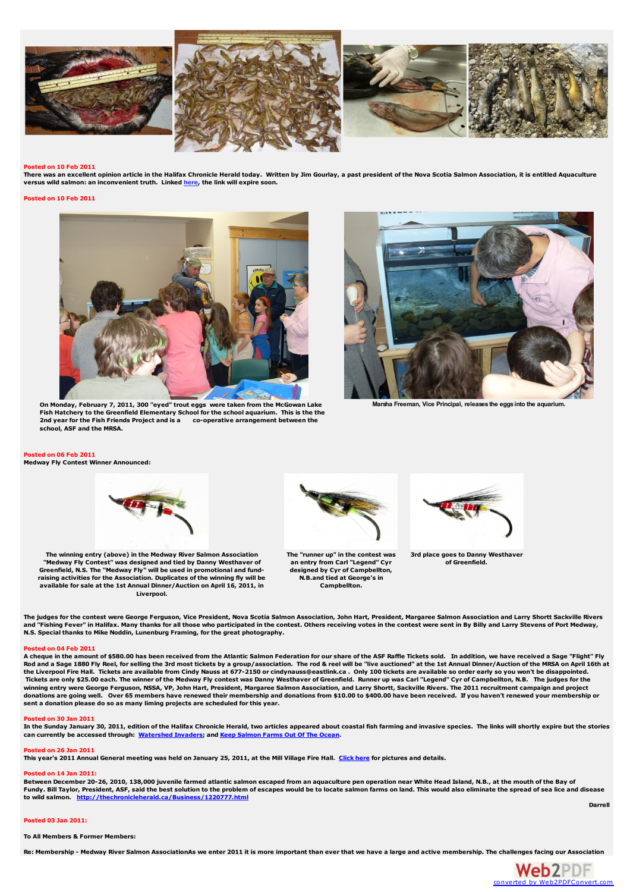**Posted on 10 Feb 2011**

There was an excellent opinion article in the Halifax Chronicle Herald today. Written by Jim Gourlay, a past president of the Nova Scotia Salmon Association, it is entitled Aquaculture versus wild salmon: an inconvenient truth. Linked here, the link will expire soon.

**Posted on 10 Feb 2011**

On Monday, February 7, 2011, 300 "eyed" trout eggs were taken from the McGowan Lake Fish Hatchery to the Greenfield Elementary School for the school aquarium. This is the the 2nd year for the Fish Friends Project and is a co-operative arrangement between the school, ASF and the MRSA.

Marsha Freeman, Vice Principal, releases the eggs into the aquarium.

**Posted on 06 Feb 2011**

**Medway Fly Contest Winner Announced:**

The winning entry (above) in the Medway River Salmon Association "Medway Fly Contest" was designed and tied by Danny Westhaver of Greenfield, N.S. The "Medway Fly" will be used in promotional and fund-raising activities for the Association. Duplicates of the winning fly will be available for sale at the 1st Annual Dinner/Auction on April 16, 2011, in Liverpool.

The "runner up" in the contest was an entry from Carl "Legend" Cyr designed by Cyr of Campbellton, N.B.and tied at George's in Campbellton.

3rd place goes to Danny Westhaver of Greenfield.

The judges for the contest were George Ferguson, Vice President, Nova Scotia Salmon Association, John Hart, President, Margaree Salmon Association and Larry Shortt Sackville Rivers and "Fishing Fever" in Halifax. Many thanks for all those who participated in the contest. Others receiving votes in the contest were sent in By Billy and Larry Stevens of Port Medway, N.S. Special thanks to Mike Noddin, Lunenburg Framing, for the great photography.

**Posted on 04 Feb 2011**

A cheque in the amount of $580.00 has been received from the Atlantic Salmon Federation for our share of the ASF Raffle Tickets sold. In addition, we have received a Sage "Flight" Fly Rod and a Sage 1880 Fly Reel, for selling the 3rd most tickets by a group/association. The rod & reel will be "live auctioned" at the 1st Annual Dinner/Auction of the MRSA on April 16th at the Liverpool Fire Hall. Tickets are available from Cindy Nauss at 677-2150 or cindynauss@eastlink.ca . Only 100 tickets are available so order early so you won't be disappointed. Tickets are only $25.00 each. The winner of the Medway Fly contest was Danny Westhaver of Greenfield. Runner up was Carl "Legend" Cyr of Campbellton, N.B. The judges for the winning entry were George Ferguson, NSSA, VP, John Hart, President, Margaree Salmon Association, and Larry Shortt, Sackville Rivers. The 2011 recruitment campaign and project donations are going well. Over 65 members have renewed their membership and donations from $10.00 to $400.00 have been received. If you haven't renewed your membership or sent a donation please do so as many liming projects are scheduled for this year.

**Posted on 30 Jan 2011**

In the Sunday January 30, 2011, edition of the Halifax Chronicle Herald, two articles appeared about coastal fish farming and invasive species. The links will shortly expire but the stories can currently be accessed through: Watershed Invaders; and Keep Salmon Farms Out Of The Ocean.

**Posted on 26 Jan 2011**

This year's 2011 Annual General meeting was held on January 25, 2011, at the Mill Village Fire Hall. Click here for pictures and details.

**Posted on 14 Jan 2011:**

Between December 20-26, 2010, 138,000 juvenile farmed atlantic salmon escaped from an aquaculture pen operation near White Head Island, N.B., at the mouth of the Bay of Fundy. Bill Taylor, President, ASF, said the best solution to the problem of escapes would be to locate salmon farms on land. This would also eliminate the spread of sea lice and disease to wild salmon. http://thechronicleherald.ca/Business/1220777.html

Darrell

**Posted 03 Jan 2011:**

To All Members & Former Members:

Re: Membership - Medway River Salmon AssociationAs we enter 2011 it is more important than ever that we have a large and active membership. The challenges facing our Association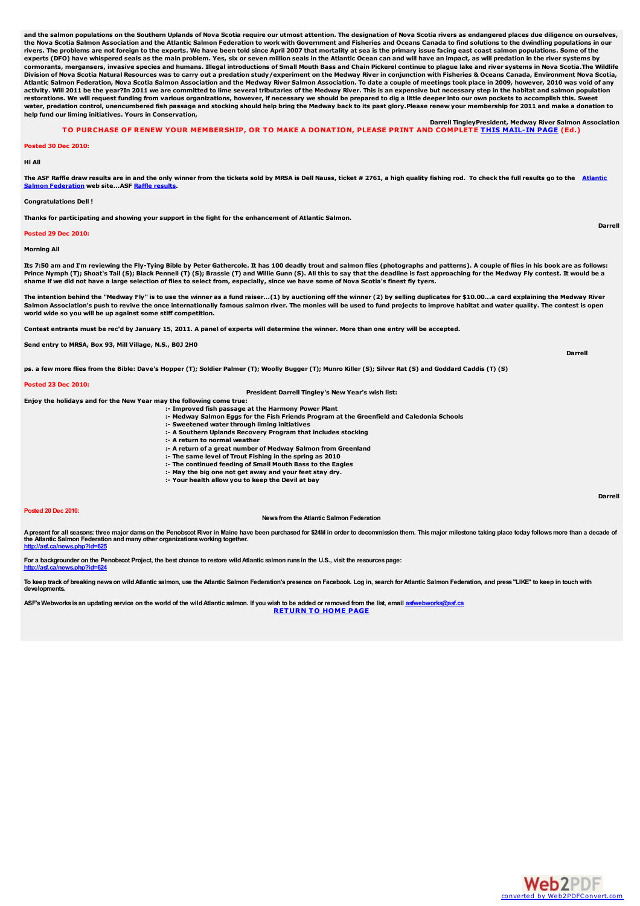**and the salmon populations on the Southern Uplands of Nova Scotia require our utmost attention. The designation of Nova Scotia rivers as endangered places due diligence on ourselves, the Nova Scotia Salmon Association and the Atlantic Salmon Federation to work with Government and Fisheries and Oceans Canada to find solutions to the dwindling populations in our rivers. The problems are not foreign to the experts. We have been told since April 2007 that mortality at sea is the primary issue facing east coast salmon populations. Some of the experts (DFO) have whispered seals as the main problem. Yes, six or seven million seals in the Atlantic Ocean can and will have an impact, as will predation in the river systems by cormorants, mergansers, invasive species and humans. Illegal introductions of Small Mouth Bass and Chain Pickerel continue to plague lake and river systems in Nova Scotia.The Wildlife Division of Nova Scotia Natural Resources was to carry out a predation study/experiment on the Medway River in conjunction with Fisheries & Oceans Canada, Environment Nova Scotia, Atlantic Salmon Federation, Nova Scotia Salmon Association and the Medway River Salmon Association. To date a couple of meetings took place in 2009, however, 2010 was void of any activity. Will 2011 be the year?In 2011 we are committed to lime several tributaries of the Medway River. This is an expensive but necessary step in the habitat and salmon population restorations. We will request funding from various organizations, however, if necessary we should be prepared to dig a little deeper into our own pockets to accomplish this. Sweet water, predation control, unencumbered fish passage and stocking should help bring the Medway back to its past glory.Please renew your membership for 2011 and make a donation to help fund our liming initiatives. Yours in Conservation,**

**Darrell TingleyPresident, Medway River Salmon Association**

**TO PURCHASE OF RENEW YOUR MEMBERSHIP, OR TO MAKE A DONATION, PLEASE PRINT AND COMPLETE THIS MAIL-IN PAGE (Ed.)**

**Posted 30 Dec 2010:**

**Hi All**

**The ASF Raffle draw results are in and the only winner from the tickets sold by MRSA is Dell Nauss, ticket # 2761, a high quality fishing rod. To check the full results go to the Atlantic Salmon Federation web site...ASF Raffle results.**

**Congratulations Dell !**

**Thanks for participating and showing your support in the fight for the enhancement of Atlantic Salmon.**

**Darrell**

**Posted 29 Dec 2010:**

**Morning All**

**Its 7:50 am and I'm reviewing the Fly-Tying Bible by Peter Gathercole. It has 100 deadly trout and salmon flies (photographs and patterns). A couple of flies in his book are as follows: Prince Nymph (T); Shoat's Tail (S); Black Pennell (T) (S); Brassie (T) and Willie Gunn (S). All this to say that the deadline is fast approaching for the Medway Fly contest. It would be a shame if we did not have a large selection of flies to select from, especially, since we have some of Nova Scotia's finest fly tyers.**

**The intention behind the "Medway Fly" is to use the winner as a fund raiser...(1) by auctioning off the winner (2) by selling duplicates for $10.00...a card explaining the Medway River Salmon Association's push to revive the once internationally famous salmon river. The monies will be used to fund projects to improve habitat and water quality. The contest is open world wide so you will be up against some stiff competition.**

**Contest entrants must be rec'd by January 15, 2011. A panel of experts will determine the winner. More than one entry will be accepted.**

**Send entry to MRSA, Box 93, Mill Village, N.S., B0J 2H0**

**Darrell**

**ps. a few more flies from the Bible: Dave's Hopper (T); Soldier Palmer (T); Woolly Bugger (T); Munro Killer (S); Silver Rat (S) and Goddard Caddis (T) (S)**

**Posted 23 Dec 2010:**

**President Darrell Tingley's New Year's wish list:**

**Enjoy the holidays and for the New Year may the following come true:**

- **Improved fish passage at the Harmony Power Plant**
- **Medway Salmon Eggs for the Fish Friends Program at the Greenfield and Caledonia Schools**
- **Sweetened water through liming initiatives**
- **A Southern Uplands Recovery Program that includes stocking**
- **A return to normal weather**
- **A return of a great number of Medway Salmon from Greenland**
- **The same level of Trout Fishing in the spring as 2010**
- **The continued feeding of Small Mouth Bass to the Eagles**
- **May the big one not get away and your feet stay dry.**
- **Your health allow you to keep the Devil at bay**

**Darrell**

**Posted 20 Dec 2010:**

**News from the Atlantic Salmon Federation**

A present for all seasons: three major dams on the Penobscot River in Maine have been purchased for $24M in order to decommission them. This major milestone taking place today follows more than a decade of the Atlantic Salmon Federation and many other organizations working together.
http://asf.ca/news.php?id=625

For a backgrounder on the Penobscot Project, the best chance to restore wild Atlantic salmon runs in the U.S., visit the resources page:
http://asf.ca/news.php?id=624

To keep track of breaking news on wild Atlantic salmon, use the Atlantic Salmon Federation's presence on Facebook. Log in, search for Atlantic Salmon Federation, and press "LIKE" to keep in touch with developments.

ASF's Webworks is an updating service on the world of the wild Atlantic salmon. If you wish to be added or removed from the list, email asfwebworks@asf.ca

**RETURN TO HOME PAGE**